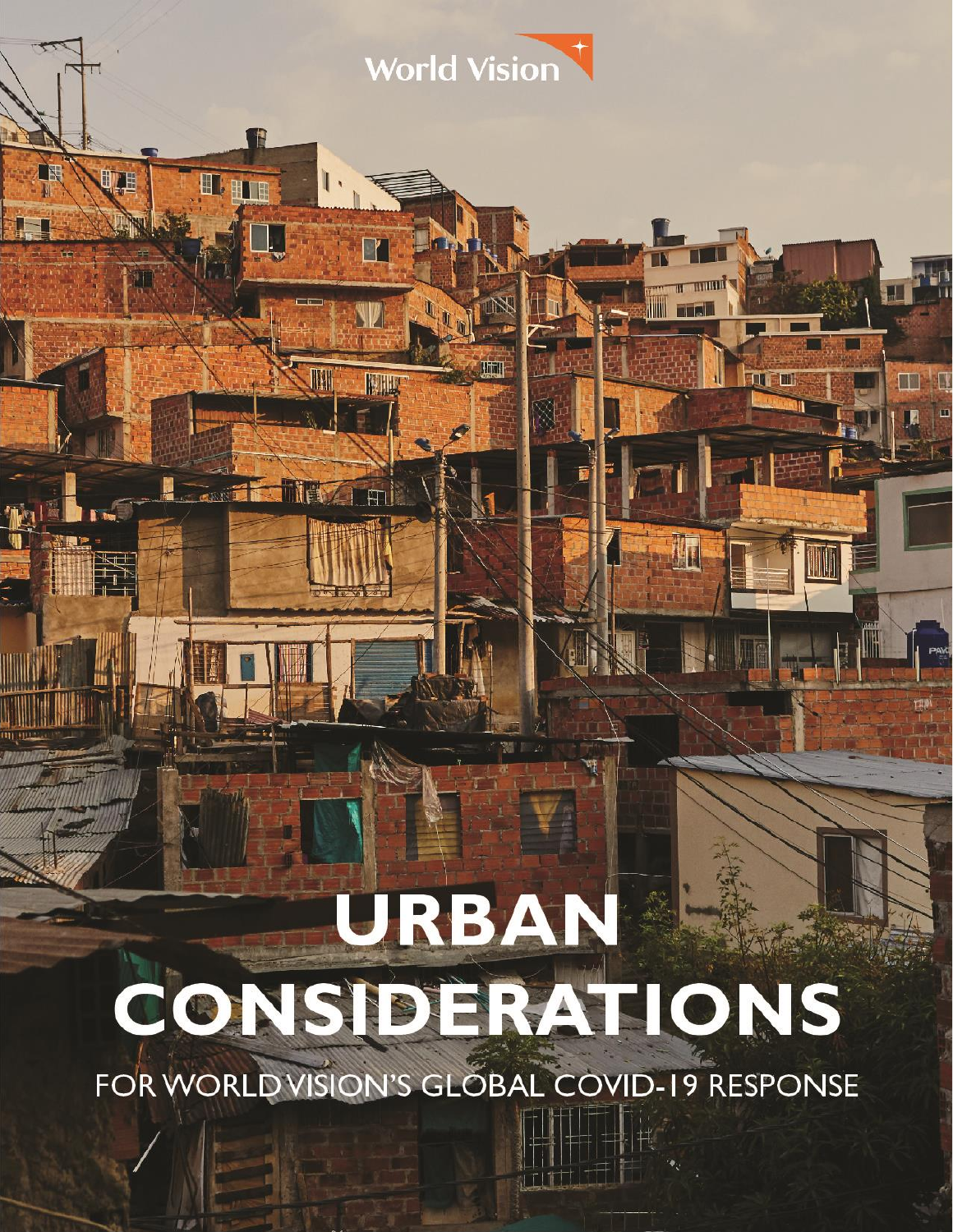World Vision

# URBAN CONSIDERATIONS

FOR WORLD VISION'S GLOBAL COVID-19 RESPONSE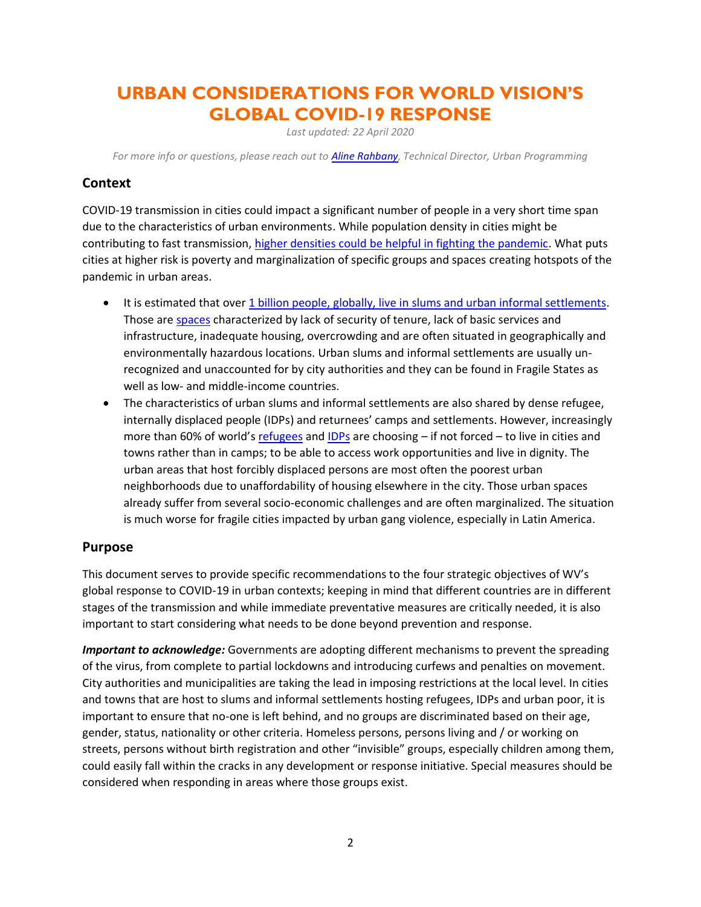# URBAN CONSIDERATIONS FOR WORLD VISION'S GLOBAL COVID-19 RESPONSE

*Last updated: 22 April 2020*

*For more info or questions, please reach out to **Aline Rahbany**, Technical Director, Urban Programming*

## Context

COVID-19 transmission in cities could impact a significant number of people in a very short time span due to the characteristics of urban environments. While population density in cities might be contributing to fast transmission, higher densities could be helpful in fighting the pandemic. What puts cities at higher risk is poverty and marginalization of specific groups and spaces creating hotspots of the pandemic in urban areas.

- It is estimated that over 1 billion people, globally, live in slums and urban informal settlements. Those are spaces characterized by lack of security of tenure, lack of basic services and infrastructure, inadequate housing, overcrowding and are often situated in geographically and environmentally hazardous locations. Urban slums and informal settlements are usually un-recognized and unaccounted for by city authorities and they can be found in Fragile States as well as low- and middle-income countries.
- The characteristics of urban slums and informal settlements are also shared by dense refugee, internally displaced people (IDPs) and returnees' camps and settlements. However, increasingly more than 60% of world's refugees and IDPs are choosing – if not forced – to live in cities and towns rather than in camps; to be able to access work opportunities and live in dignity. The urban areas that host forcibly displaced persons are most often the poorest urban neighborhoods due to unaffordability of housing elsewhere in the city. Those urban spaces already suffer from several socio-economic challenges and are often marginalized. The situation is much worse for fragile cities impacted by urban gang violence, especially in Latin America.

## Purpose

This document serves to provide specific recommendations to the four strategic objectives of WV's global response to COVID-19 in urban contexts; keeping in mind that different countries are in different stages of the transmission and while immediate preventative measures are critically needed, it is also important to start considering what needs to be done beyond prevention and response.

***Important to acknowledge:*** Governments are adopting different mechanisms to prevent the spreading of the virus, from complete to partial lockdowns and introducing curfews and penalties on movement. City authorities and municipalities are taking the lead in imposing restrictions at the local level. In cities and towns that are host to slums and informal settlements hosting refugees, IDPs and urban poor, it is important to ensure that no-one is left behind, and no groups are discriminated based on their age, gender, status, nationality or other criteria. Homeless persons, persons living and / or working on streets, persons without birth registration and other "invisible" groups, especially children among them, could easily fall within the cracks in any development or response initiative. Special measures should be considered when responding in areas where those groups exist.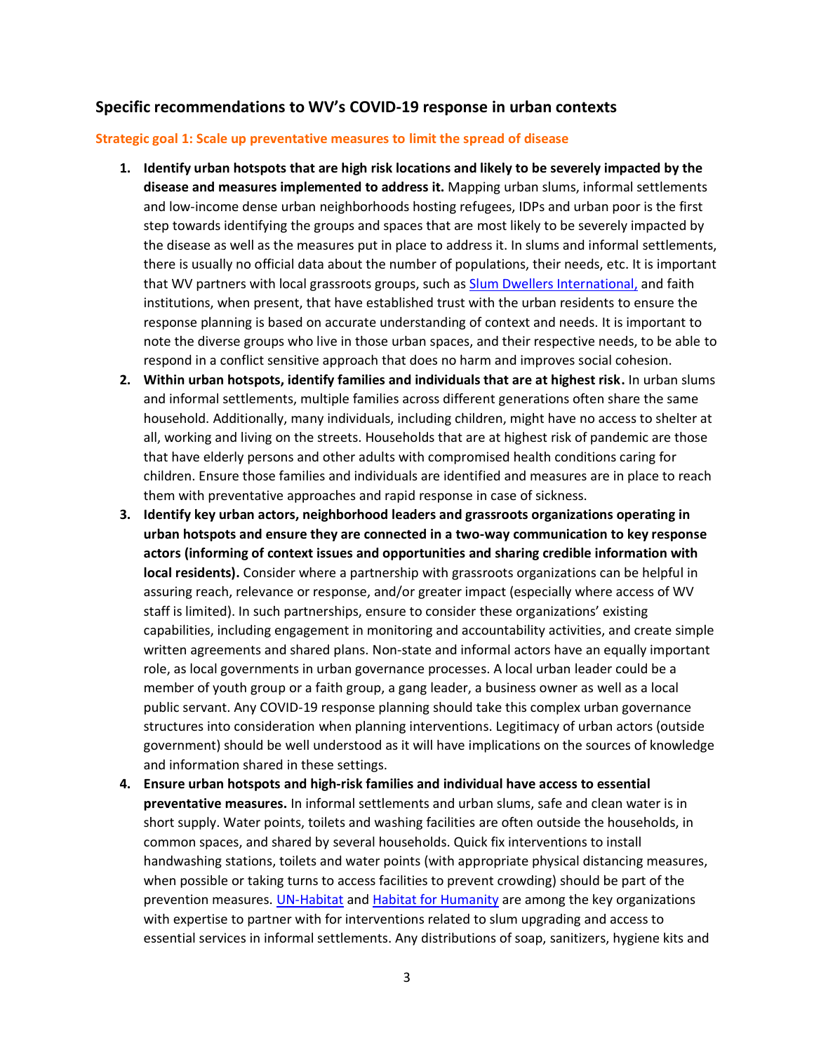## Specific recommendations to WV's COVID-19 response in urban contexts

### Strategic goal 1: Scale up preventative measures to limit the spread of disease

1. **Identify urban hotspots that are high risk locations and likely to be severely impacted by the disease and measures implemented to address it.** Mapping urban slums, informal settlements and low-income dense urban neighborhoods hosting refugees, IDPs and urban poor is the first step towards identifying the groups and spaces that are most likely to be severely impacted by the disease as well as the measures put in place to address it. In slums and informal settlements, there is usually no official data about the number of populations, their needs, etc. It is important that WV partners with local grassroots groups, such as Slum Dwellers International, and faith institutions, when present, that have established trust with the urban residents to ensure the response planning is based on accurate understanding of context and needs. It is important to note the diverse groups who live in those urban spaces, and their respective needs, to be able to respond in a conflict sensitive approach that does no harm and improves social cohesion.
2. **Within urban hotspots, identify families and individuals that are at highest risk.** In urban slums and informal settlements, multiple families across different generations often share the same household. Additionally, many individuals, including children, might have no access to shelter at all, working and living on the streets. Households that are at highest risk of pandemic are those that have elderly persons and other adults with compromised health conditions caring for children. Ensure those families and individuals are identified and measures are in place to reach them with preventative approaches and rapid response in case of sickness.
3. **Identify key urban actors, neighborhood leaders and grassroots organizations operating in urban hotspots and ensure they are connected in a two-way communication to key response actors (informing of context issues and opportunities and sharing credible information with local residents).** Consider where a partnership with grassroots organizations can be helpful in assuring reach, relevance or response, and/or greater impact (especially where access of WV staff is limited). In such partnerships, ensure to consider these organizations' existing capabilities, including engagement in monitoring and accountability activities, and create simple written agreements and shared plans. Non-state and informal actors have an equally important role, as local governments in urban governance processes. A local urban leader could be a member of youth group or a faith group, a gang leader, a business owner as well as a local public servant. Any COVID-19 response planning should take this complex urban governance structures into consideration when planning interventions. Legitimacy of urban actors (outside government) should be well understood as it will have implications on the sources of knowledge and information shared in these settings.
4. **Ensure urban hotspots and high-risk families and individual have access to essential preventative measures.** In informal settlements and urban slums, safe and clean water is in short supply. Water points, toilets and washing facilities are often outside the households, in common spaces, and shared by several households. Quick fix interventions to install handwashing stations, toilets and water points (with appropriate physical distancing measures, when possible or taking turns to access facilities to prevent crowding) should be part of the prevention measures. UN-Habitat and Habitat for Humanity are among the key organizations with expertise to partner with for interventions related to slum upgrading and access to essential services in informal settlements. Any distributions of soap, sanitizers, hygiene kits and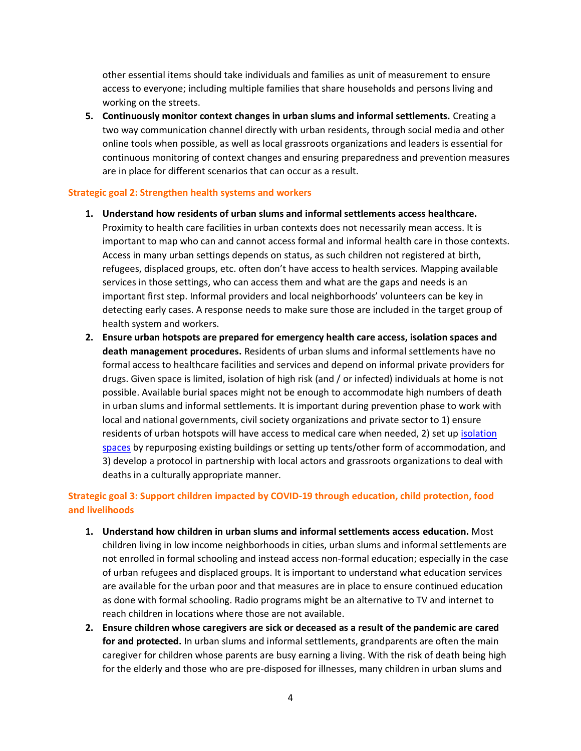other essential items should take individuals and families as unit of measurement to ensure access to everyone; including multiple families that share households and persons living and working on the streets.

5. **Continuously monitor context changes in urban slums and informal settlements.** Creating a two way communication channel directly with urban residents, through social media and other online tools when possible, as well as local grassroots organizations and leaders is essential for continuous monitoring of context changes and ensuring preparedness and prevention measures are in place for different scenarios that can occur as a result.

### Strategic goal 2: Strengthen health systems and workers

1. **Understand how residents of urban slums and informal settlements access healthcare.** Proximity to health care facilities in urban contexts does not necessarily mean access. It is important to map who can and cannot access formal and informal health care in those contexts. Access in many urban settings depends on status, as such children not registered at birth, refugees, displaced groups, etc. often don't have access to health services. Mapping available services in those settings, who can access them and what are the gaps and needs is an important first step. Informal providers and local neighborhoods' volunteers can be key in detecting early cases. A response needs to make sure those are included in the target group of health system and workers.
2. **Ensure urban hotspots are prepared for emergency health care access, isolation spaces and death management procedures.** Residents of urban slums and informal settlements have no formal access to healthcare facilities and services and depend on informal private providers for drugs. Given space is limited, isolation of high risk (and / or infected) individuals at home is not possible. Available burial spaces might not be enough to accommodate high numbers of death in urban slums and informal settlements. It is important during prevention phase to work with local and national governments, civil society organizations and private sector to 1) ensure residents of urban hotspots will have access to medical care when needed, 2) set up isolation spaces by repurposing existing buildings or setting up tents/other form of accommodation, and 3) develop a protocol in partnership with local actors and grassroots organizations to deal with deaths in a culturally appropriate manner.

### Strategic goal 3: Support children impacted by COVID-19 through education, child protection, food and livelihoods

1. **Understand how children in urban slums and informal settlements access education.** Most children living in low income neighborhoods in cities, urban slums and informal settlements are not enrolled in formal schooling and instead access non-formal education; especially in the case of urban refugees and displaced groups. It is important to understand what education services are available for the urban poor and that measures are in place to ensure continued education as done with formal schooling. Radio programs might be an alternative to TV and internet to reach children in locations where those are not available.
2. **Ensure children whose caregivers are sick or deceased as a result of the pandemic are cared for and protected.** In urban slums and informal settlements, grandparents are often the main caregiver for children whose parents are busy earning a living. With the risk of death being high for the elderly and those who are pre-disposed for illnesses, many children in urban slums and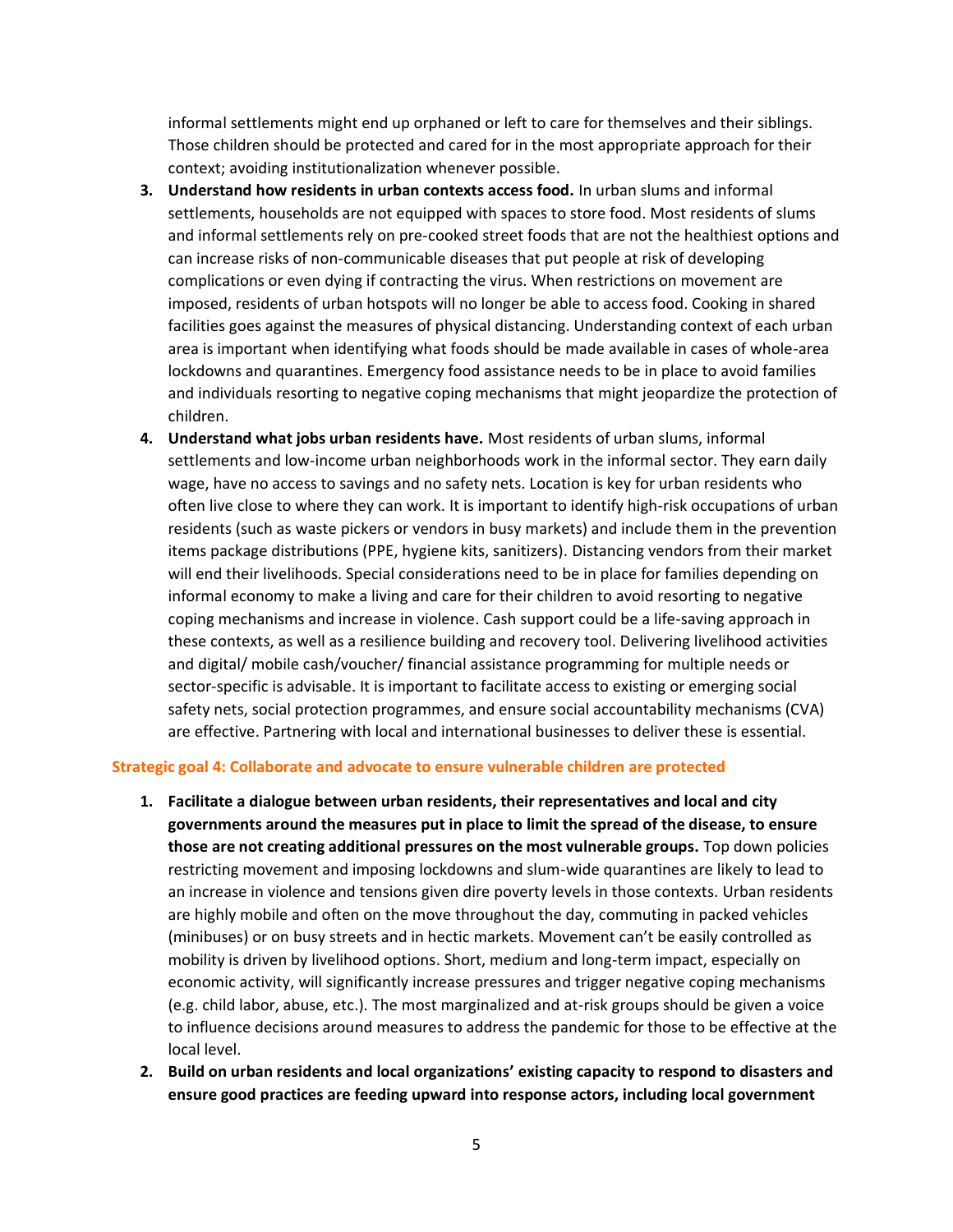informal settlements might end up orphaned or left to care for themselves and their siblings. Those children should be protected and cared for in the most appropriate approach for their context; avoiding institutionalization whenever possible.

3. **Understand how residents in urban contexts access food.** In urban slums and informal settlements, households are not equipped with spaces to store food. Most residents of slums and informal settlements rely on pre-cooked street foods that are not the healthiest options and can increase risks of non-communicable diseases that put people at risk of developing complications or even dying if contracting the virus. When restrictions on movement are imposed, residents of urban hotspots will no longer be able to access food. Cooking in shared facilities goes against the measures of physical distancing. Understanding context of each urban area is important when identifying what foods should be made available in cases of whole-area lockdowns and quarantines. Emergency food assistance needs to be in place to avoid families and individuals resorting to negative coping mechanisms that might jeopardize the protection of children.
4. **Understand what jobs urban residents have.** Most residents of urban slums, informal settlements and low-income urban neighborhoods work in the informal sector. They earn daily wage, have no access to savings and no safety nets. Location is key for urban residents who often live close to where they can work. It is important to identify high-risk occupations of urban residents (such as waste pickers or vendors in busy markets) and include them in the prevention items package distributions (PPE, hygiene kits, sanitizers). Distancing vendors from their market will end their livelihoods. Special considerations need to be in place for families depending on informal economy to make a living and care for their children to avoid resorting to negative coping mechanisms and increase in violence. Cash support could be a life-saving approach in these contexts, as well as a resilience building and recovery tool. Delivering livelihood activities and digital/ mobile cash/voucher/ financial assistance programming for multiple needs or sector-specific is advisable. It is important to facilitate access to existing or emerging social safety nets, social protection programmes, and ensure social accountability mechanisms (CVA) are effective. Partnering with local and international businesses to deliver these is essential.

### Strategic goal 4: Collaborate and advocate to ensure vulnerable children are protected

1. **Facilitate a dialogue between urban residents, their representatives and local and city governments around the measures put in place to limit the spread of the disease, to ensure those are not creating additional pressures on the most vulnerable groups.** Top down policies restricting movement and imposing lockdowns and slum-wide quarantines are likely to lead to an increase in violence and tensions given dire poverty levels in those contexts. Urban residents are highly mobile and often on the move throughout the day, commuting in packed vehicles (minibuses) or on busy streets and in hectic markets. Movement can't be easily controlled as mobility is driven by livelihood options. Short, medium and long-term impact, especially on economic activity, will significantly increase pressures and trigger negative coping mechanisms (e.g. child labor, abuse, etc.). The most marginalized and at-risk groups should be given a voice to influence decisions around measures to address the pandemic for those to be effective at the local level.
2. **Build on urban residents and local organizations' existing capacity to respond to disasters and ensure good practices are feeding upward into response actors, including local government**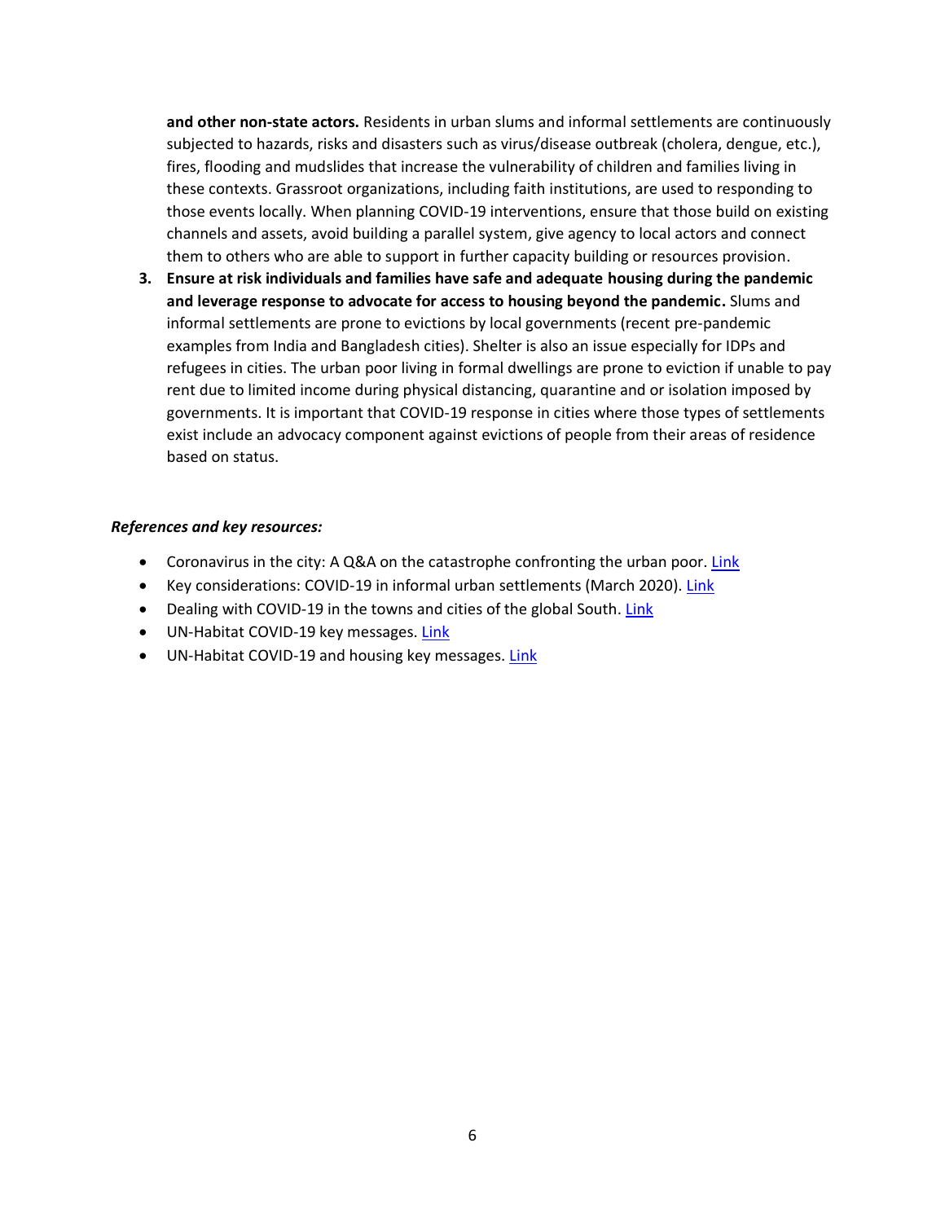**and other non-state actors.** Residents in urban slums and informal settlements are continuously subjected to hazards, risks and disasters such as virus/disease outbreak (cholera, dengue, etc.), fires, flooding and mudslides that increase the vulnerability of children and families living in these contexts. Grassroot organizations, including faith institutions, are used to responding to those events locally. When planning COVID-19 interventions, ensure that those build on existing channels and assets, avoid building a parallel system, give agency to local actors and connect them to others who are able to support in further capacity building or resources provision.

3. **Ensure at risk individuals and families have safe and adequate housing during the pandemic and leverage response to advocate for access to housing beyond the pandemic.** Slums and informal settlements are prone to evictions by local governments (recent pre-pandemic examples from India and Bangladesh cities). Shelter is also an issue especially for IDPs and refugees in cities. The urban poor living in formal dwellings are prone to eviction if unable to pay rent due to limited income during physical distancing, quarantine and or isolation imposed by governments. It is important that COVID-19 response in cities where those types of settlements exist include an advocacy component against evictions of people from their areas of residence based on status.

***References and key resources:***

- Coronavirus in the city: A Q&A on the catastrophe confronting the urban poor. Link
- Key considerations: COVID-19 in informal urban settlements (March 2020). Link
- Dealing with COVID-19 in the towns and cities of the global South. Link
- UN-Habitat COVID-19 key messages. Link
- UN-Habitat COVID-19 and housing key messages. Link